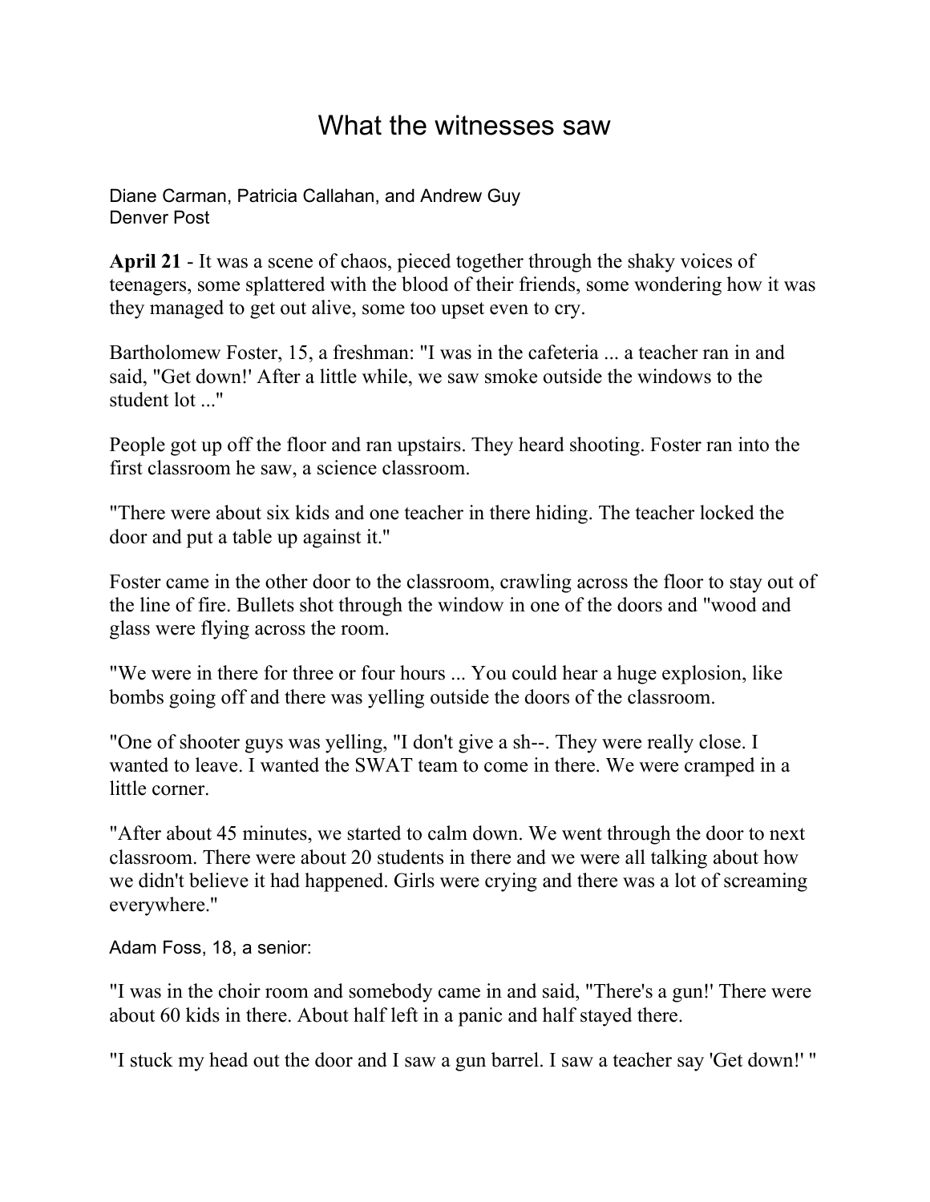# What the witnesses saw

Diane Carman, Patricia Callahan, and Andrew Guy
Denver Post

**April 21** - It was a scene of chaos, pieced together through the shaky voices of teenagers, some splattered with the blood of their friends, some wondering how it was they managed to get out alive, some too upset even to cry.

Bartholomew Foster, 15, a freshman: "I was in the cafeteria ... a teacher ran in and said, "Get down!' After a little while, we saw smoke outside the windows to the student lot ..."

People got up off the floor and ran upstairs. They heard shooting. Foster ran into the first classroom he saw, a science classroom.

"There were about six kids and one teacher in there hiding. The teacher locked the door and put a table up against it."

Foster came in the other door to the classroom, crawling across the floor to stay out of the line of fire. Bullets shot through the window in one of the doors and "wood and glass were flying across the room.

"We were in there for three or four hours ... You could hear a huge explosion, like bombs going off and there was yelling outside the doors of the classroom.

"One of shooter guys was yelling, "I don't give a sh--. They were really close. I wanted to leave. I wanted the SWAT team to come in there. We were cramped in a little corner.

"After about 45 minutes, we started to calm down. We went through the door to next classroom. There were about 20 students in there and we were all talking about how we didn't believe it had happened. Girls were crying and there was a lot of screaming everywhere."

Adam Foss, 18, a senior:

"I was in the choir room and somebody came in and said, "There's a gun!' There were about 60 kids in there. About half left in a panic and half stayed there.

"I stuck my head out the door and I saw a gun barrel. I saw a teacher say 'Get down!' "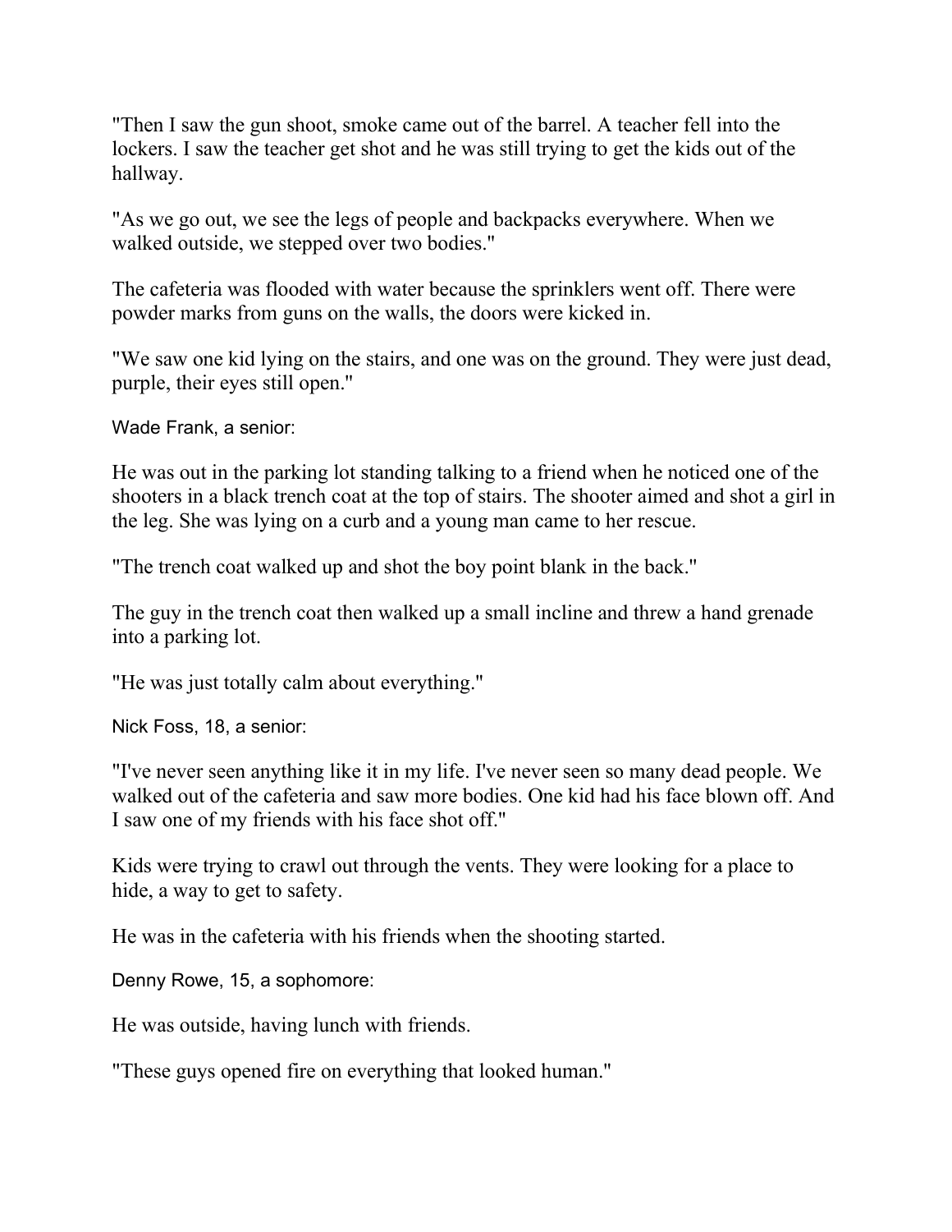"Then I saw the gun shoot, smoke came out of the barrel. A teacher fell into the lockers. I saw the teacher get shot and he was still trying to get the kids out of the hallway.

"As we go out, we see the legs of people and backpacks everywhere. When we walked outside, we stepped over two bodies."

The cafeteria was flooded with water because the sprinklers went off. There were powder marks from guns on the walls, the doors were kicked in.

"We saw one kid lying on the stairs, and one was on the ground. They were just dead, purple, their eyes still open."

Wade Frank, a senior:

He was out in the parking lot standing talking to a friend when he noticed one of the shooters in a black trench coat at the top of stairs. The shooter aimed and shot a girl in the leg. She was lying on a curb and a young man came to her rescue.

"The trench coat walked up and shot the boy point blank in the back."

The guy in the trench coat then walked up a small incline and threw a hand grenade into a parking lot.

"He was just totally calm about everything."

Nick Foss, 18, a senior:

"I've never seen anything like it in my life. I've never seen so many dead people. We walked out of the cafeteria and saw more bodies. One kid had his face blown off. And I saw one of my friends with his face shot off."

Kids were trying to crawl out through the vents. They were looking for a place to hide, a way to get to safety.

He was in the cafeteria with his friends when the shooting started.

Denny Rowe, 15, a sophomore:

He was outside, having lunch with friends.

"These guys opened fire on everything that looked human."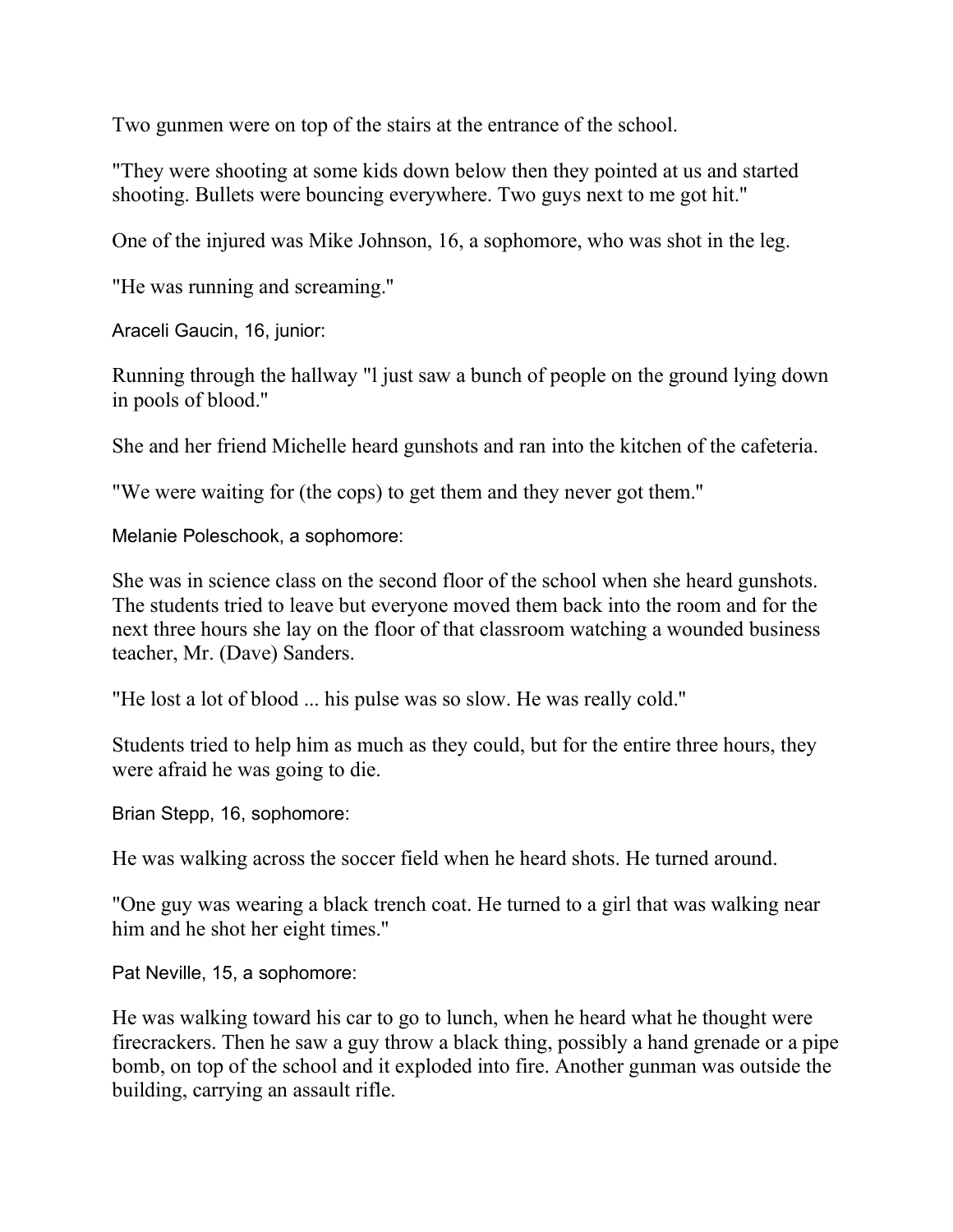Two gunmen were on top of the stairs at the entrance of the school.

"They were shooting at some kids down below then they pointed at us and started shooting. Bullets were bouncing everywhere. Two guys next to me got hit."

One of the injured was Mike Johnson, 16, a sophomore, who was shot in the leg.

"He was running and screaming."

Araceli Gaucin, 16, junior:

Running through the hallway "l just saw a bunch of people on the ground lying down in pools of blood."

She and her friend Michelle heard gunshots and ran into the kitchen of the cafeteria.

"We were waiting for (the cops) to get them and they never got them."

Melanie Poleschook, a sophomore:

She was in science class on the second floor of the school when she heard gunshots. The students tried to leave but everyone moved them back into the room and for the next three hours she lay on the floor of that classroom watching a wounded business teacher, Mr. (Dave) Sanders.

"He lost a lot of blood ... his pulse was so slow. He was really cold."

Students tried to help him as much as they could, but for the entire three hours, they were afraid he was going to die.

Brian Stepp, 16, sophomore:

He was walking across the soccer field when he heard shots. He turned around.

"One guy was wearing a black trench coat. He turned to a girl that was walking near him and he shot her eight times."

Pat Neville, 15, a sophomore:

He was walking toward his car to go to lunch, when he heard what he thought were firecrackers. Then he saw a guy throw a black thing, possibly a hand grenade or a pipe bomb, on top of the school and it exploded into fire. Another gunman was outside the building, carrying an assault rifle.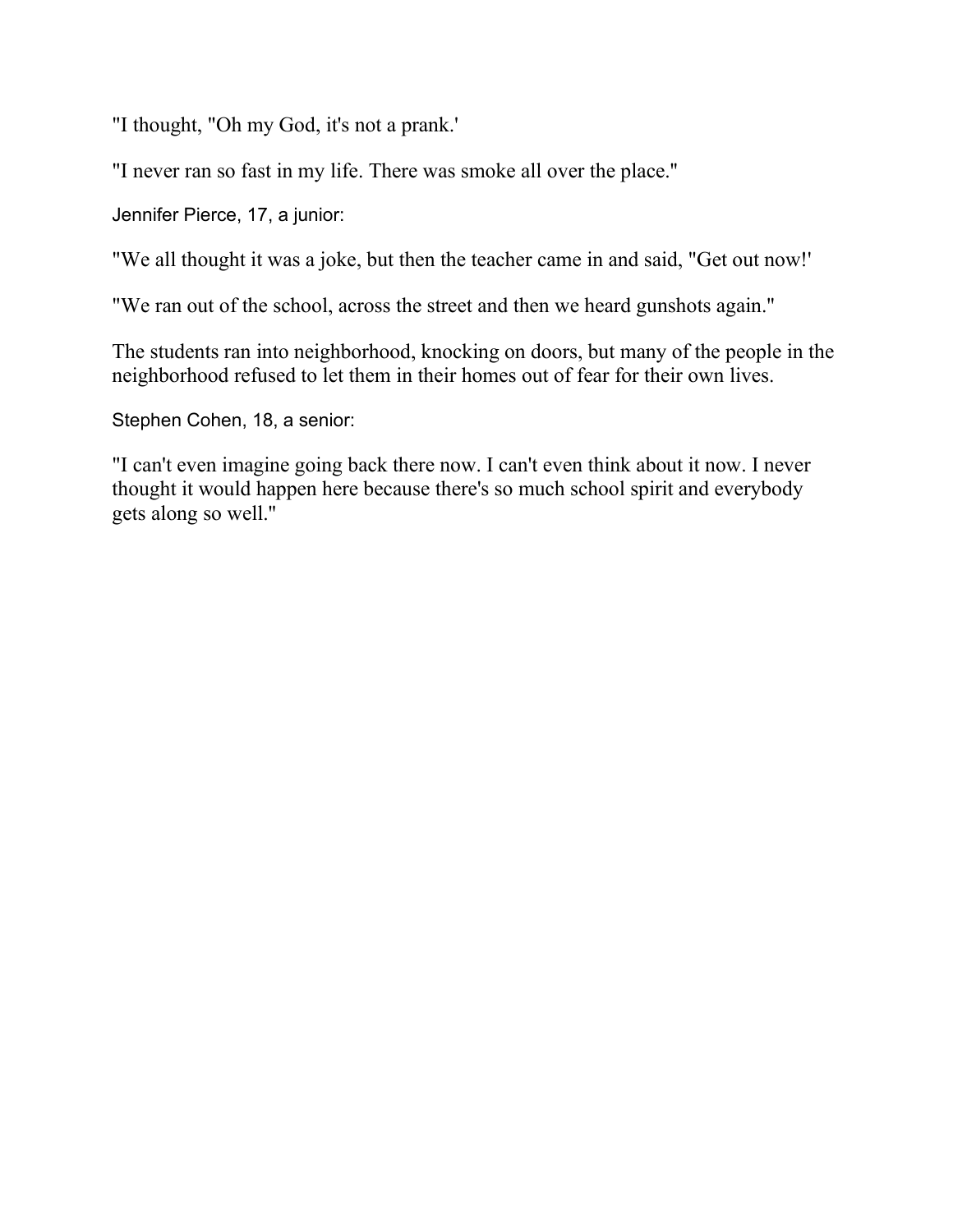"I thought, "Oh my God, it's not a prank.'

"I never ran so fast in my life. There was smoke all over the place."

Jennifer Pierce, 17, a junior:

"We all thought it was a joke, but then the teacher came in and said, "Get out now!'

"We ran out of the school, across the street and then we heard gunshots again."

The students ran into neighborhood, knocking on doors, but many of the people in the neighborhood refused to let them in their homes out of fear for their own lives.

Stephen Cohen, 18, a senior:

"I can't even imagine going back there now. I can't even think about it now. I never thought it would happen here because there's so much school spirit and everybody gets along so well."